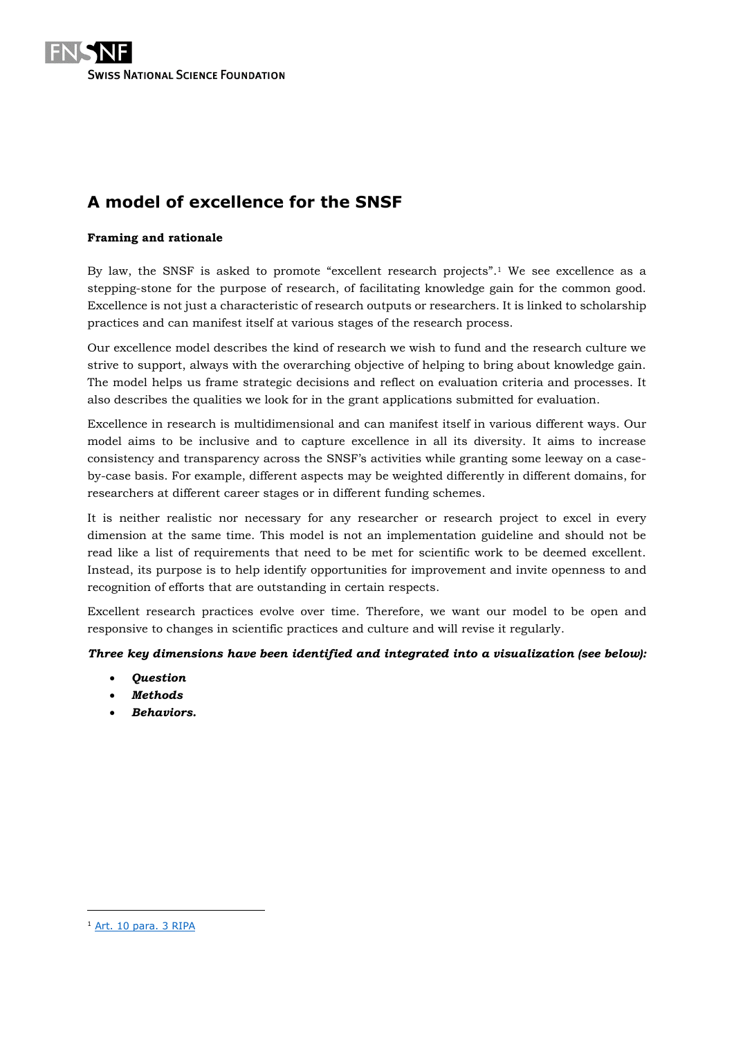FNSNF
SWISS NATIONAL SCIENCE FOUNDATION

# A model of excellence for the SNSF

**Framing and rationale**

By law, the SNSF is asked to promote "excellent research projects".[1] We see excellence as a stepping-stone for the purpose of research, of facilitating knowledge gain for the common good. Excellence is not just a characteristic of research outputs or researchers. It is linked to scholarship practices and can manifest itself at various stages of the research process.

Our excellence model describes the kind of research we wish to fund and the research culture we strive to support, always with the overarching objective of helping to bring about knowledge gain. The model helps us frame strategic decisions and reflect on evaluation criteria and processes. It also describes the qualities we look for in the grant applications submitted for evaluation.

Excellence in research is multidimensional and can manifest itself in various different ways. Our model aims to be inclusive and to capture excellence in all its diversity. It aims to increase consistency and transparency across the SNSF's activities while granting some leeway on a case-by-case basis. For example, different aspects may be weighted differently in different domains, for researchers at different career stages or in different funding schemes.

It is neither realistic nor necessary for any researcher or research project to excel in every dimension at the same time. This model is not an implementation guideline and should not be read like a list of requirements that need to be met for scientific work to be deemed excellent. Instead, its purpose is to help identify opportunities for improvement and invite openness to and recognition of efforts that are outstanding in certain respects.

Excellent research practices evolve over time. Therefore, we want our model to be open and responsive to changes in scientific practices and culture and will revise it regularly.

***Three key dimensions have been identified and integrated into a visualization (see below):***

- ***Question***
- ***Methods***
- ***Behaviors.***

[1] Art. 10 para. 3 RIPA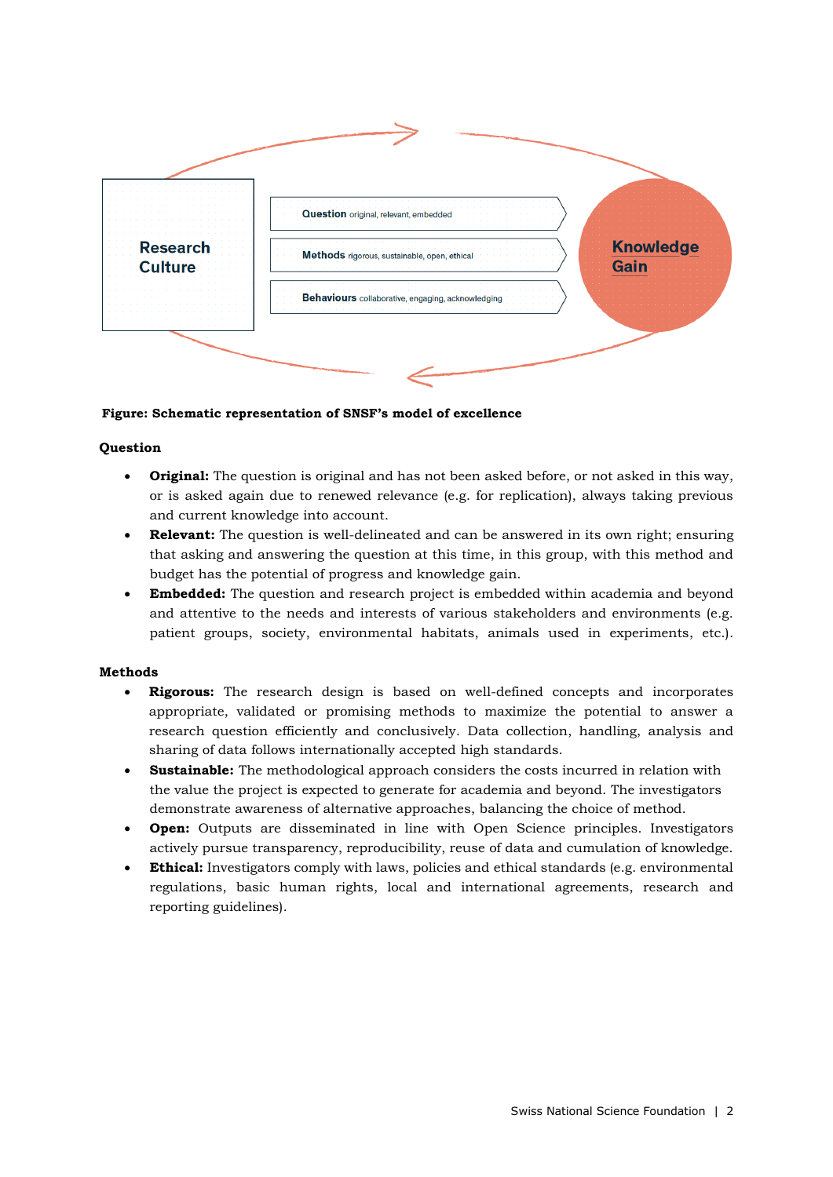Research Culture

Question original, relevant, embedded

Methods rigorous, sustainable, open, ethical

Behaviours collaborative, engaging, acknowledging

Knowledge Gain

**Figure: Schematic representation of SNSF's model of excellence**

**Question**

- **Original:** The question is original and has not been asked before, or not asked in this way, or is asked again due to renewed relevance (e.g. for replication), always taking previous and current knowledge into account.
- **Relevant:** The question is well-delineated and can be answered in its own right; ensuring that asking and answering the question at this time, in this group, with this method and budget has the potential of progress and knowledge gain.
- **Embedded:** The question and research project is embedded within academia and beyond and attentive to the needs and interests of various stakeholders and environments (e.g. patient groups, society, environmental habitats, animals used in experiments, etc.).

**Methods**

- **Rigorous:** The research design is based on well-defined concepts and incorporates appropriate, validated or promising methods to maximize the potential to answer a research question efficiently and conclusively. Data collection, handling, analysis and sharing of data follows internationally accepted high standards.
- **Sustainable:** The methodological approach considers the costs incurred in relation with the value the project is expected to generate for academia and beyond. The investigators demonstrate awareness of alternative approaches, balancing the choice of method.
- **Open:** Outputs are disseminated in line with Open Science principles. Investigators actively pursue transparency, reproducibility, reuse of data and cumulation of knowledge.
- **Ethical:** Investigators comply with laws, policies and ethical standards (e.g. environmental regulations, basic human rights, local and international agreements, research and reporting guidelines).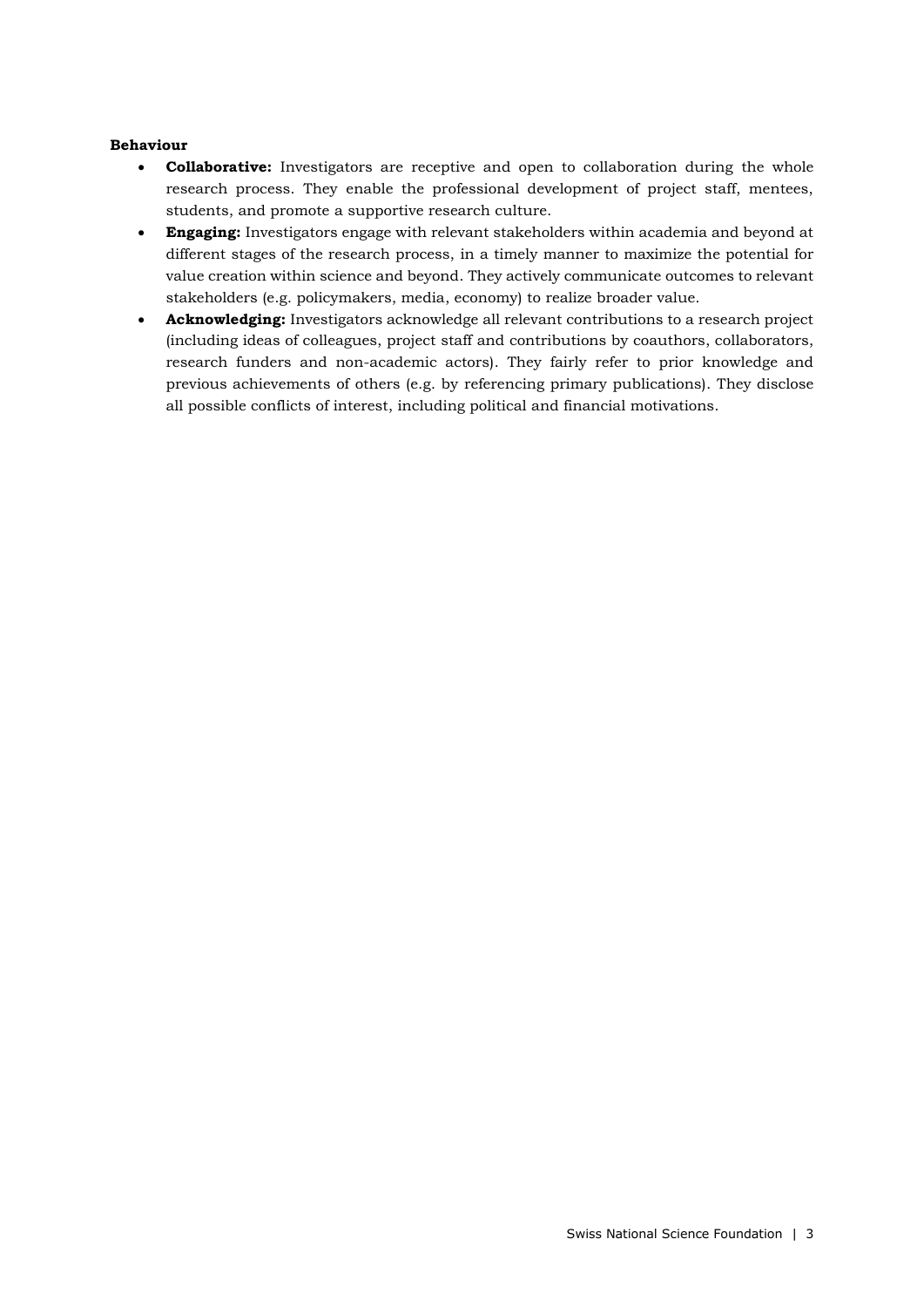**Behaviour**

- **Collaborative:** Investigators are receptive and open to collaboration during the whole research process. They enable the professional development of project staff, mentees, students, and promote a supportive research culture.
- **Engaging:** Investigators engage with relevant stakeholders within academia and beyond at different stages of the research process, in a timely manner to maximize the potential for value creation within science and beyond. They actively communicate outcomes to relevant stakeholders (e.g. policymakers, media, economy) to realize broader value.
- **Acknowledging:** Investigators acknowledge all relevant contributions to a research project (including ideas of colleagues, project staff and contributions by coauthors, collaborators, research funders and non-academic actors). They fairly refer to prior knowledge and previous achievements of others (e.g. by referencing primary publications). They disclose all possible conflicts of interest, including political and financial motivations.